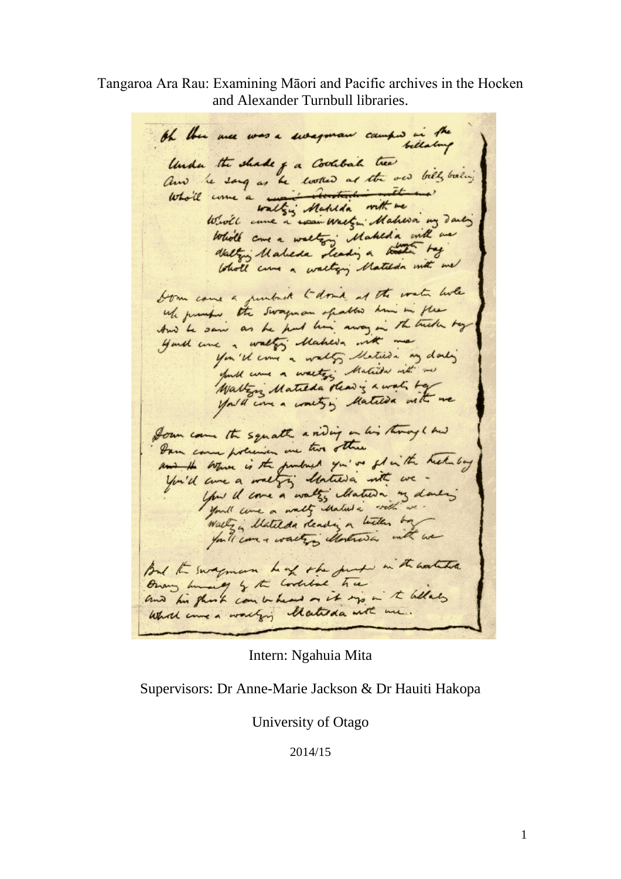# Tangaroa Ara Rau: Examining Māori and Pacific archives in the Hocken and Alexander Turnbull libraries.

Intern: Ngahuia Mita

Supervisors: Dr Anne-Marie Jackson & Dr Hauiti Hakopa

University of Otago

2014/15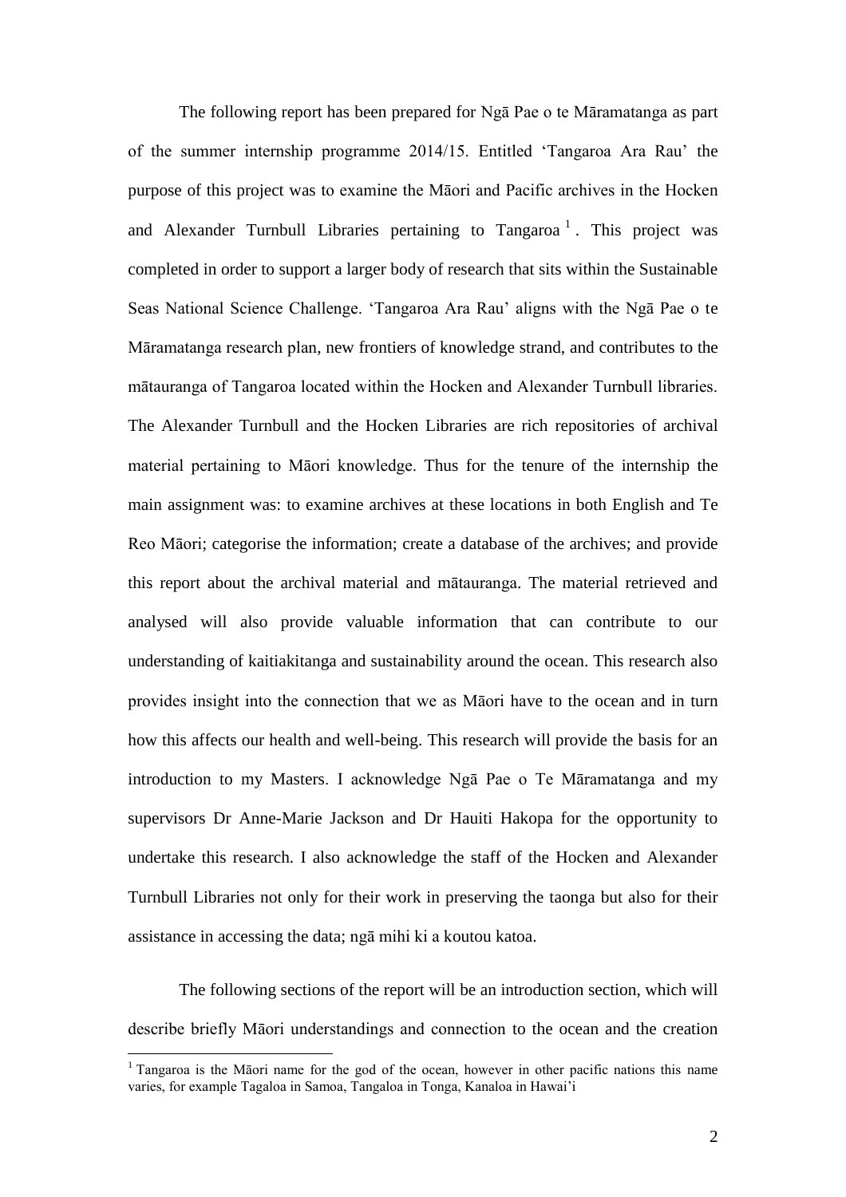The following report has been prepared for Ngā Pae o te Māramatanga as part of the summer internship programme 2014/15. Entitled 'Tangaroa Ara Rau' the purpose of this project was to examine the Māori and Pacific archives in the Hocken and Alexander Turnbull Libraries pertaining to Tangaroa [1]. This project was completed in order to support a larger body of research that sits within the Sustainable Seas National Science Challenge. 'Tangaroa Ara Rau' aligns with the Ngā Pae o te Māramatanga research plan, new frontiers of knowledge strand, and contributes to the mātauranga of Tangaroa located within the Hocken and Alexander Turnbull libraries. The Alexander Turnbull and the Hocken Libraries are rich repositories of archival material pertaining to Māori knowledge. Thus for the tenure of the internship the main assignment was: to examine archives at these locations in both English and Te Reo Māori; categorise the information; create a database of the archives; and provide this report about the archival material and mātauranga. The material retrieved and analysed will also provide valuable information that can contribute to our understanding of kaitiakitanga and sustainability around the ocean. This research also provides insight into the connection that we as Māori have to the ocean and in turn how this affects our health and well-being. This research will provide the basis for an introduction to my Masters. I acknowledge Ngā Pae o Te Māramatanga and my supervisors Dr Anne-Marie Jackson and Dr Hauiti Hakopa for the opportunity to undertake this research. I also acknowledge the staff of the Hocken and Alexander Turnbull Libraries not only for their work in preserving the taonga but also for their assistance in accessing the data; ngā mihi ki a koutou katoa.

The following sections of the report will be an introduction section, which will describe briefly Māori understandings and connection to the ocean and the creation

[1] Tangaroa is the Māori name for the god of the ocean, however in other pacific nations this name varies, for example Tagaloa in Samoa, Tangaloa in Tonga, Kanaloa in Hawai'i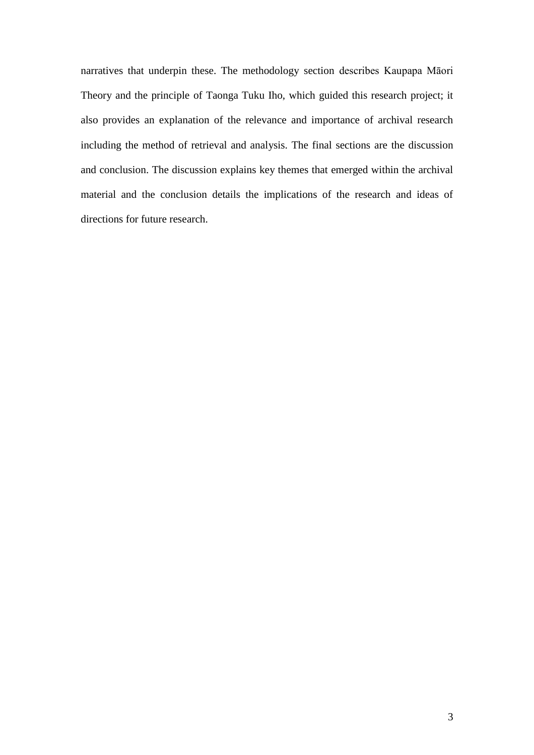narratives that underpin these. The methodology section describes Kaupapa Māori Theory and the principle of Taonga Tuku Iho, which guided this research project; it also provides an explanation of the relevance and importance of archival research including the method of retrieval and analysis. The final sections are the discussion and conclusion. The discussion explains key themes that emerged within the archival material and the conclusion details the implications of the research and ideas of directions for future research.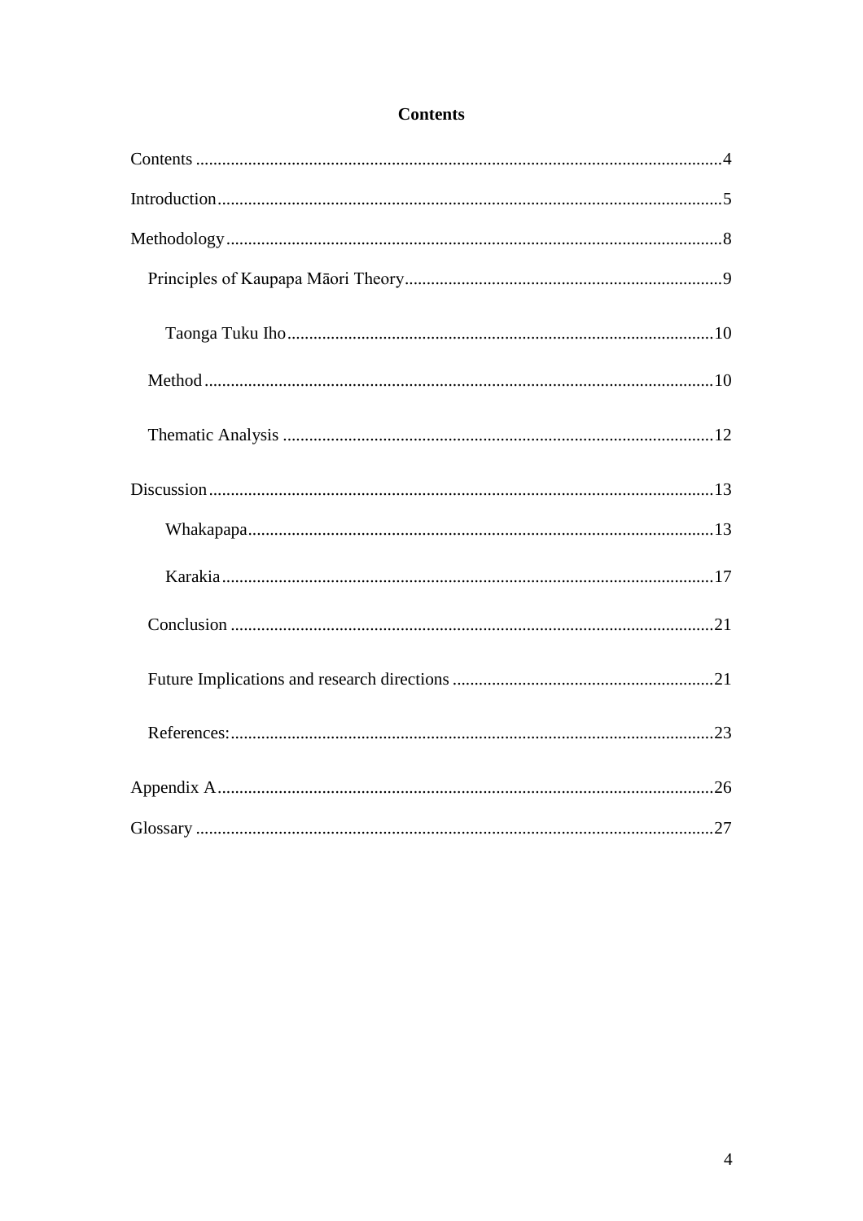## Contents

Contents ....................................................................................................................4

Introduction...............................................................................................................5

Methodology.............................................................................................................8

- Principles of Kaupapa Māori Theory.....................................................................9
  - Taonga Tuku Iho...............................................................................................10
- Method ..................................................................................................................10
- Thematic Analysis ................................................................................................12

Discussion................................................................................................................13

- Whakapapa........................................................................................................13
- Karakia..............................................................................................................17
- Conclusion ...........................................................................................................21
- Future Implications and research directions ..........................................................21
- References:............................................................................................................23

Appendix A..............................................................................................................26

Glossary ...................................................................................................................27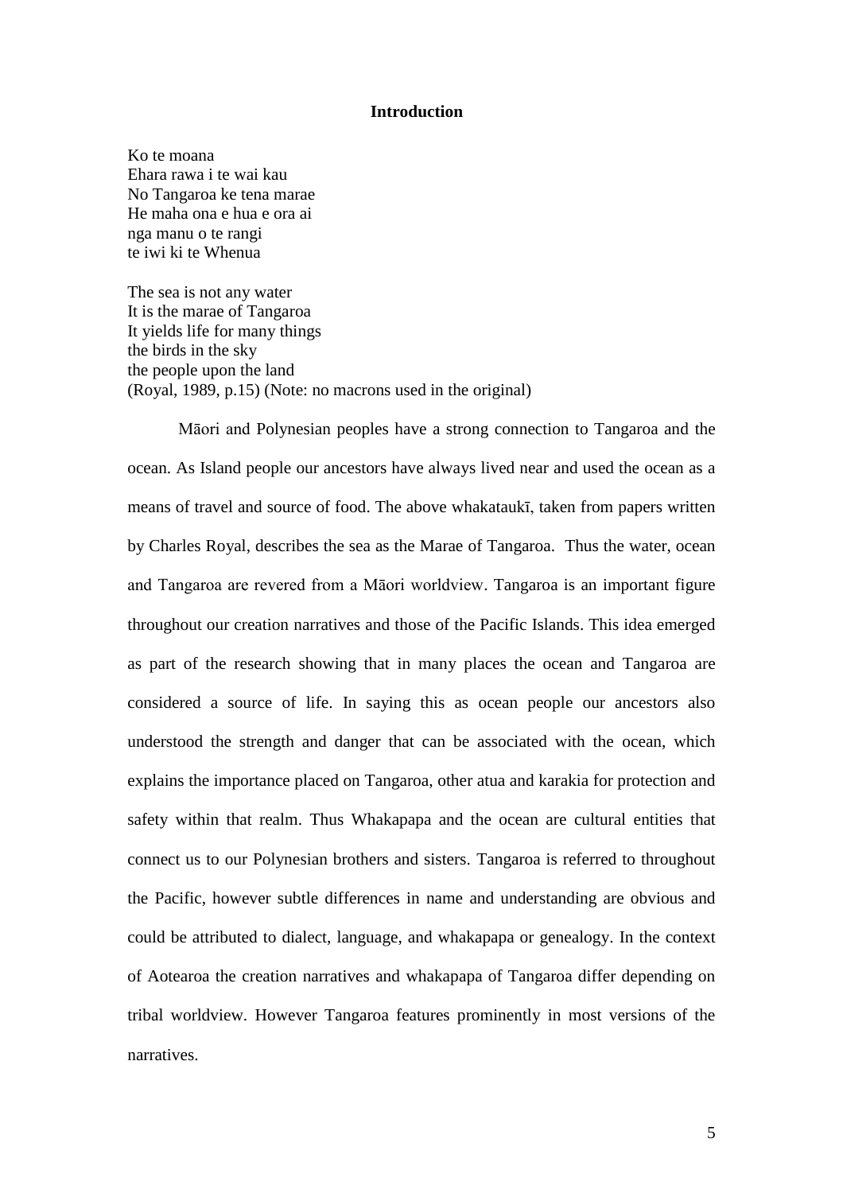## Introduction

Ko te moana
Ehara rawa i te wai kau
No Tangaroa ke tena marae
He maha ona e hua e ora ai
nga manu o te rangi
te iwi ki te Whenua

The sea is not any water
It is the marae of Tangaroa
It yields life for many things
the birds in the sky
the people upon the land
(Royal, 1989, p.15) (Note: no macrons used in the original)

Māori and Polynesian peoples have a strong connection to Tangaroa and the ocean. As Island people our ancestors have always lived near and used the ocean as a means of travel and source of food. The above whakataukī, taken from papers written by Charles Royal, describes the sea as the Marae of Tangaroa. Thus the water, ocean and Tangaroa are revered from a Māori worldview. Tangaroa is an important figure throughout our creation narratives and those of the Pacific Islands. This idea emerged as part of the research showing that in many places the ocean and Tangaroa are considered a source of life. In saying this as ocean people our ancestors also understood the strength and danger that can be associated with the ocean, which explains the importance placed on Tangaroa, other atua and karakia for protection and safety within that realm. Thus Whakapapa and the ocean are cultural entities that connect us to our Polynesian brothers and sisters. Tangaroa is referred to throughout the Pacific, however subtle differences in name and understanding are obvious and could be attributed to dialect, language, and whakapapa or genealogy. In the context of Aotearoa the creation narratives and whakapapa of Tangaroa differ depending on tribal worldview. However Tangaroa features prominently in most versions of the narratives.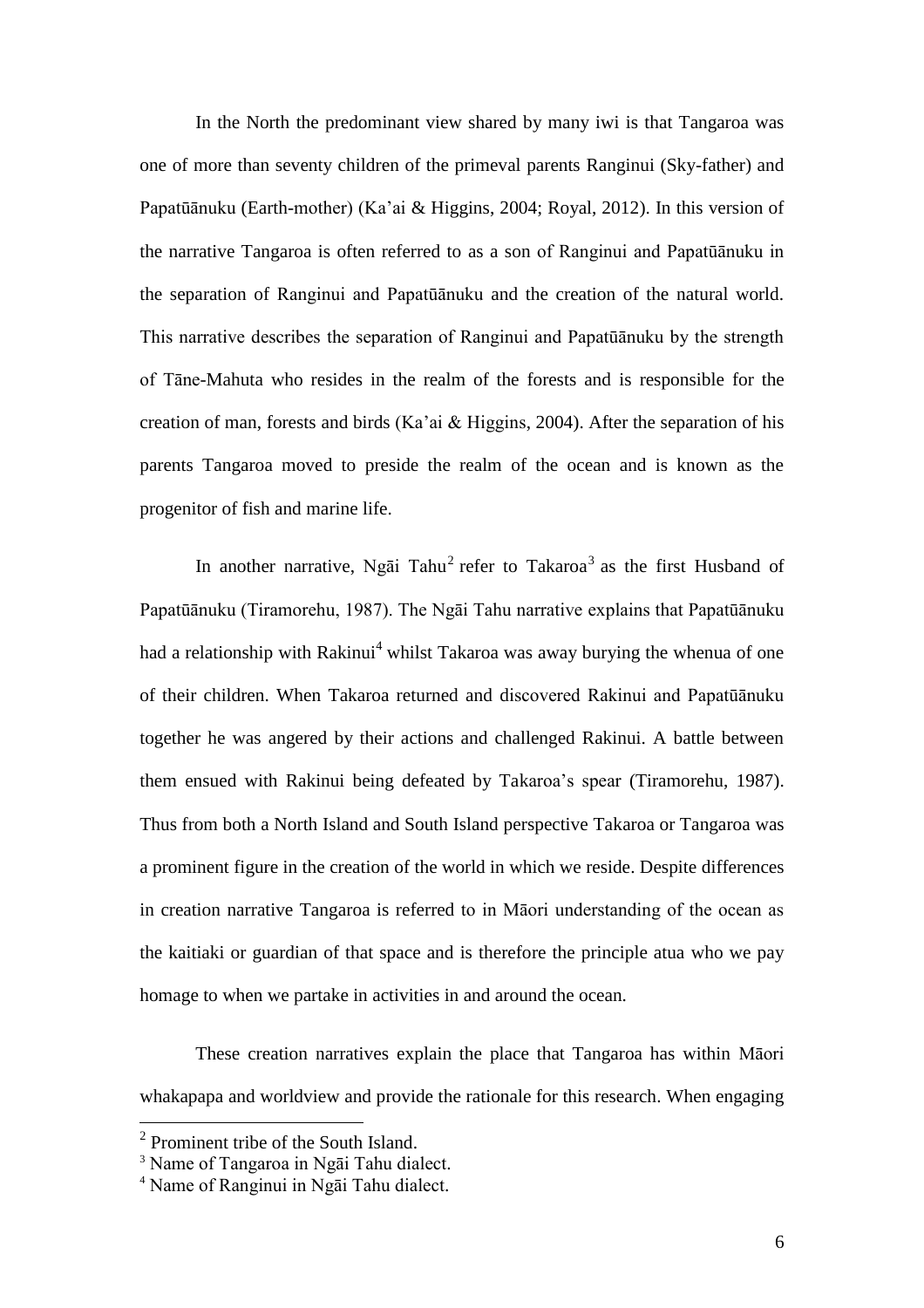In the North the predominant view shared by many iwi is that Tangaroa was one of more than seventy children of the primeval parents Ranginui (Sky-father) and Papatūānuku (Earth-mother) (Ka'ai & Higgins, 2004; Royal, 2012). In this version of the narrative Tangaroa is often referred to as a son of Ranginui and Papatūānuku in the separation of Ranginui and Papatūānuku and the creation of the natural world. This narrative describes the separation of Ranginui and Papatūānuku by the strength of Tāne-Mahuta who resides in the realm of the forests and is responsible for the creation of man, forests and birds (Ka'ai & Higgins, 2004). After the separation of his parents Tangaroa moved to preside the realm of the ocean and is known as the progenitor of fish and marine life.

In another narrative, Ngāi Tahu[2] refer to Takaroa[3] as the first Husband of Papatūānuku (Tiramorehu, 1987). The Ngāi Tahu narrative explains that Papatūānuku had a relationship with Rakinui[4] whilst Takaroa was away burying the whenua of one of their children. When Takaroa returned and discovered Rakinui and Papatūānuku together he was angered by their actions and challenged Rakinui. A battle between them ensued with Rakinui being defeated by Takaroa's spear (Tiramorehu, 1987). Thus from both a North Island and South Island perspective Takaroa or Tangaroa was a prominent figure in the creation of the world in which we reside. Despite differences in creation narrative Tangaroa is referred to in Māori understanding of the ocean as the kaitiaki or guardian of that space and is therefore the principle atua who we pay homage to when we partake in activities in and around the ocean.

These creation narratives explain the place that Tangaroa has within Māori whakapapa and worldview and provide the rationale for this research. When engaging

---

[2] Prominent tribe of the South Island.

[3] Name of Tangaroa in Ngāi Tahu dialect.

[4] Name of Ranginui in Ngāi Tahu dialect.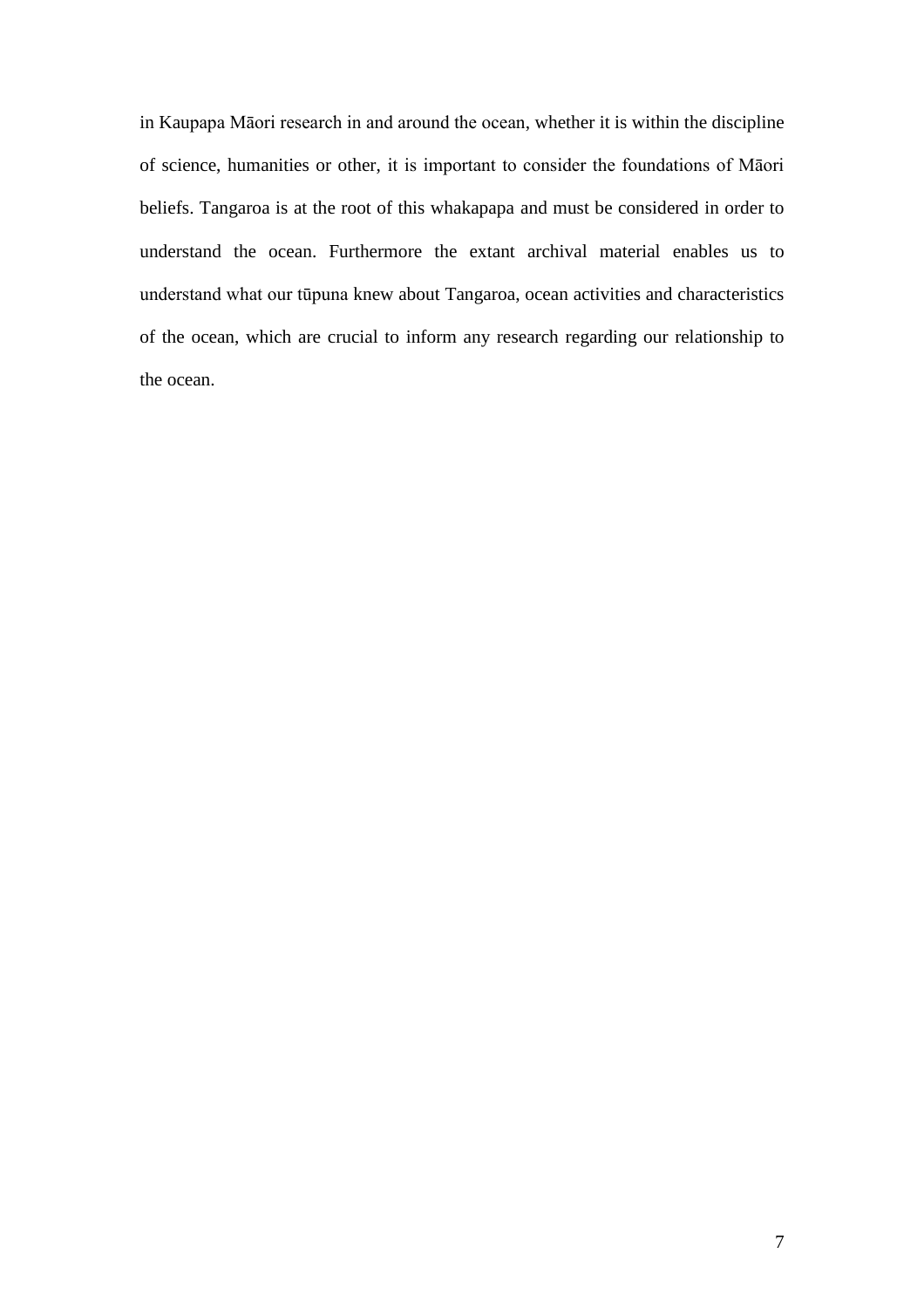in Kaupapa Māori research in and around the ocean, whether it is within the discipline of science, humanities or other, it is important to consider the foundations of Māori beliefs. Tangaroa is at the root of this whakapapa and must be considered in order to understand the ocean. Furthermore the extant archival material enables us to understand what our tūpuna knew about Tangaroa, ocean activities and characteristics of the ocean, which are crucial to inform any research regarding our relationship to the ocean.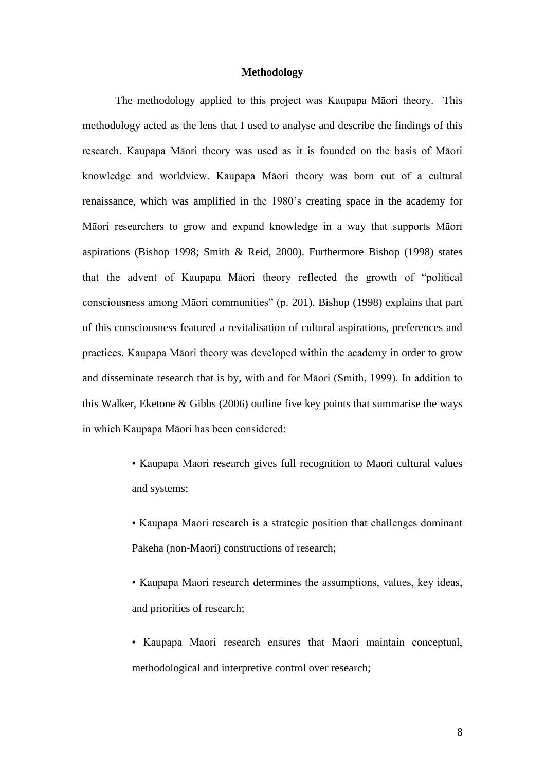## Methodology

The methodology applied to this project was Kaupapa Māori theory. This methodology acted as the lens that I used to analyse and describe the findings of this research. Kaupapa Māori theory was used as it is founded on the basis of Māori knowledge and worldview. Kaupapa Māori theory was born out of a cultural renaissance, which was amplified in the 1980's creating space in the academy for Māori researchers to grow and expand knowledge in a way that supports Māori aspirations (Bishop 1998; Smith & Reid, 2000). Furthermore Bishop (1998) states that the advent of Kaupapa Māori theory reflected the growth of "political consciousness among Māori communities" (p. 201). Bishop (1998) explains that part of this consciousness featured a revitalisation of cultural aspirations, preferences and practices. Kaupapa Māori theory was developed within the academy in order to grow and disseminate research that is by, with and for Māori (Smith, 1999). In addition to this Walker, Eketone & Gibbs (2006) outline five key points that summarise the ways in which Kaupapa Māori has been considered:

> • Kaupapa Maori research gives full recognition to Maori cultural values and systems;
>
> • Kaupapa Maori research is a strategic position that challenges dominant Pakeha (non-Maori) constructions of research;
>
> • Kaupapa Maori research determines the assumptions, values, key ideas, and priorities of research;
>
> • Kaupapa Maori research ensures that Maori maintain conceptual, methodological and interpretive control over research;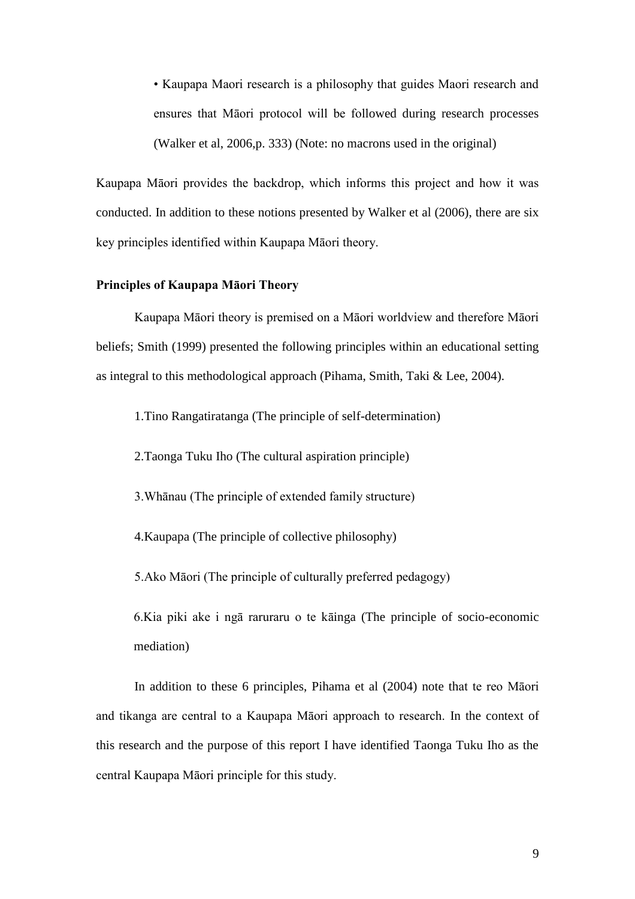- Kaupapa Maori research is a philosophy that guides Maori research and ensures that Māori protocol will be followed during research processes (Walker et al, 2006,p. 333) (Note: no macrons used in the original)

Kaupapa Māori provides the backdrop, which informs this project and how it was conducted. In addition to these notions presented by Walker et al (2006), there are six key principles identified within Kaupapa Māori theory.

**Principles of Kaupapa Māori Theory**

Kaupapa Māori theory is premised on a Māori worldview and therefore Māori beliefs; Smith (1999) presented the following principles within an educational setting as integral to this methodological approach (Pihama, Smith, Taki & Lee, 2004).

1.Tino Rangatiratanga (The principle of self-determination)

2.Taonga Tuku Iho (The cultural aspiration principle)

3.Whānau (The principle of extended family structure)

4.Kaupapa (The principle of collective philosophy)

5.Ako Māori (The principle of culturally preferred pedagogy)

6.Kia piki ake i ngā raruraru o te kāinga (The principle of socio-economic mediation)

In addition to these 6 principles, Pihama et al (2004) note that te reo Māori and tikanga are central to a Kaupapa Māori approach to research. In the context of this research and the purpose of this report I have identified Taonga Tuku Iho as the central Kaupapa Māori principle for this study.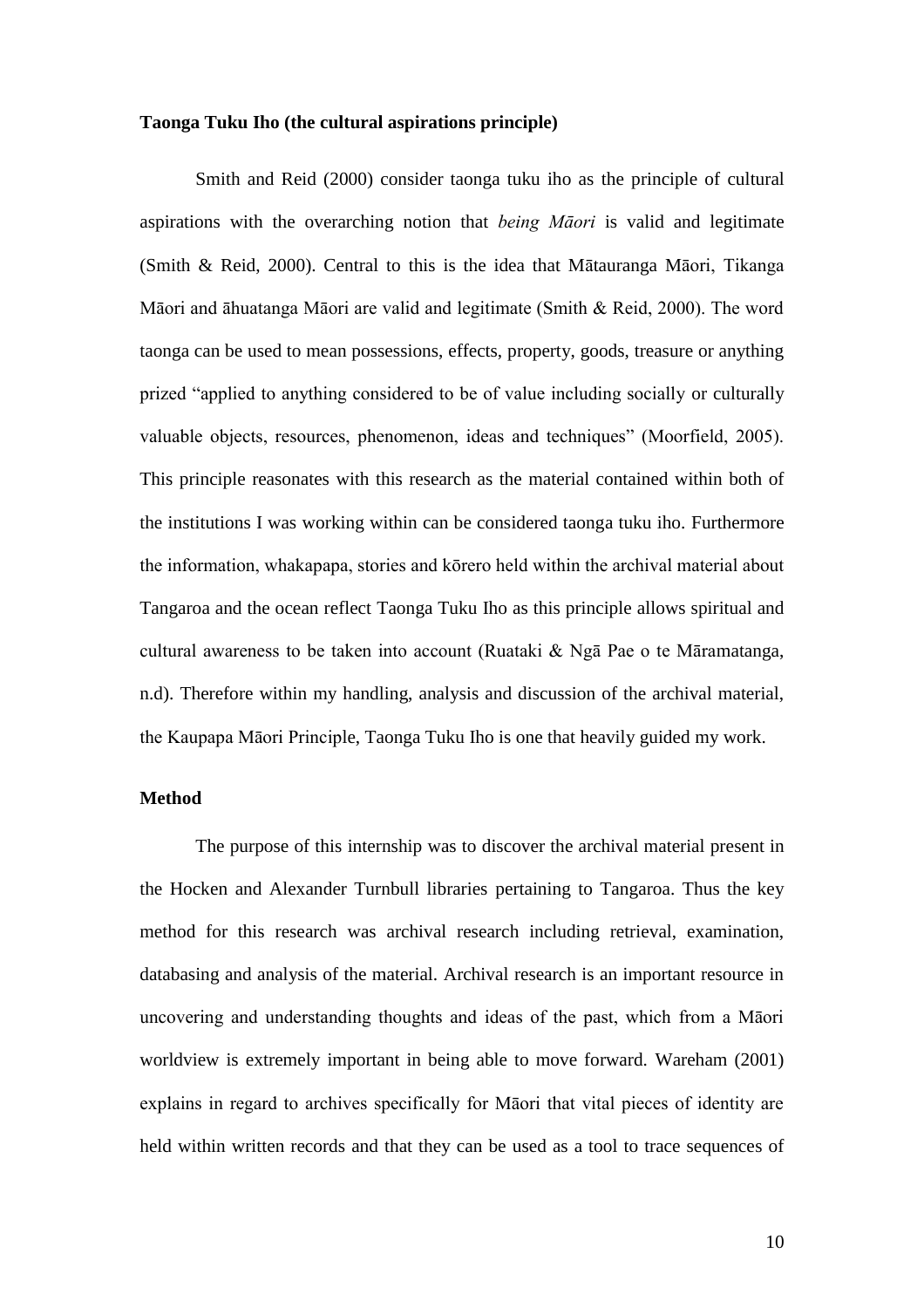**Taonga Tuku Iho (the cultural aspirations principle)**

Smith and Reid (2000) consider taonga tuku iho as the principle of cultural aspirations with the overarching notion that *being Māori* is valid and legitimate (Smith & Reid, 2000). Central to this is the idea that Mātauranga Māori, Tikanga Māori and āhuatanga Māori are valid and legitimate (Smith & Reid, 2000). The word taonga can be used to mean possessions, effects, property, goods, treasure or anything prized "applied to anything considered to be of value including socially or culturally valuable objects, resources, phenomenon, ideas and techniques" (Moorfield, 2005). This principle reasonates with this research as the material contained within both of the institutions I was working within can be considered taonga tuku iho. Furthermore the information, whakapapa, stories and kōrero held within the archival material about Tangaroa and the ocean reflect Taonga Tuku Iho as this principle allows spiritual and cultural awareness to be taken into account (Ruataki & Ngā Pae o te Māramatanga, n.d). Therefore within my handling, analysis and discussion of the archival material, the Kaupapa Māori Principle, Taonga Tuku Iho is one that heavily guided my work.

**Method**

The purpose of this internship was to discover the archival material present in the Hocken and Alexander Turnbull libraries pertaining to Tangaroa. Thus the key method for this research was archival research including retrieval, examination, databasing and analysis of the material. Archival research is an important resource in uncovering and understanding thoughts and ideas of the past, which from a Māori worldview is extremely important in being able to move forward. Wareham (2001) explains in regard to archives specifically for Māori that vital pieces of identity are held within written records and that they can be used as a tool to trace sequences of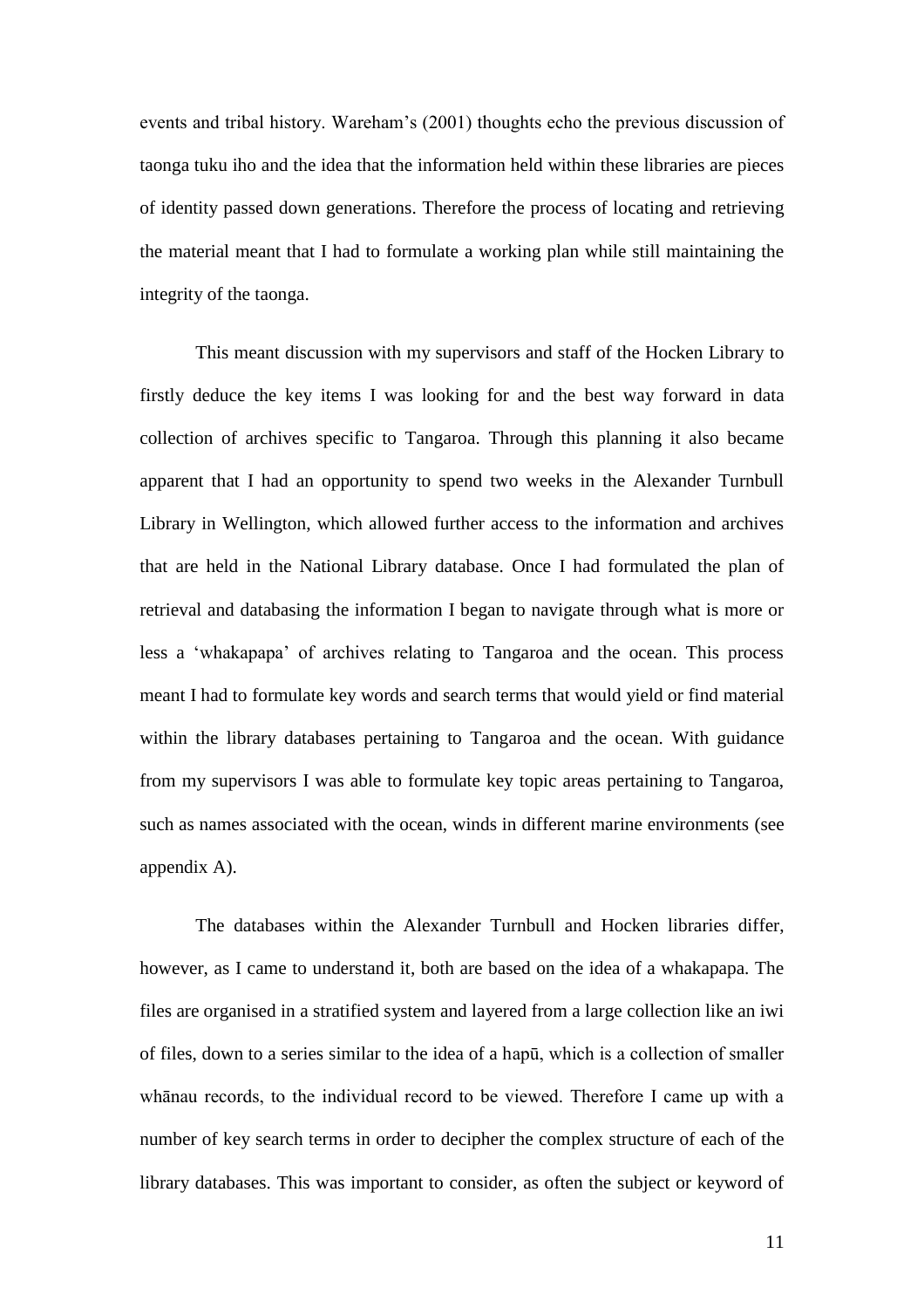events and tribal history. Wareham's (2001) thoughts echo the previous discussion of taonga tuku iho and the idea that the information held within these libraries are pieces of identity passed down generations. Therefore the process of locating and retrieving the material meant that I had to formulate a working plan while still maintaining the integrity of the taonga.

This meant discussion with my supervisors and staff of the Hocken Library to firstly deduce the key items I was looking for and the best way forward in data collection of archives specific to Tangaroa. Through this planning it also became apparent that I had an opportunity to spend two weeks in the Alexander Turnbull Library in Wellington, which allowed further access to the information and archives that are held in the National Library database. Once I had formulated the plan of retrieval and databasing the information I began to navigate through what is more or less a 'whakapapa' of archives relating to Tangaroa and the ocean. This process meant I had to formulate key words and search terms that would yield or find material within the library databases pertaining to Tangaroa and the ocean. With guidance from my supervisors I was able to formulate key topic areas pertaining to Tangaroa, such as names associated with the ocean, winds in different marine environments (see appendix A).

The databases within the Alexander Turnbull and Hocken libraries differ, however, as I came to understand it, both are based on the idea of a whakapapa. The files are organised in a stratified system and layered from a large collection like an iwi of files, down to a series similar to the idea of a hapū, which is a collection of smaller whānau records, to the individual record to be viewed. Therefore I came up with a number of key search terms in order to decipher the complex structure of each of the library databases. This was important to consider, as often the subject or keyword of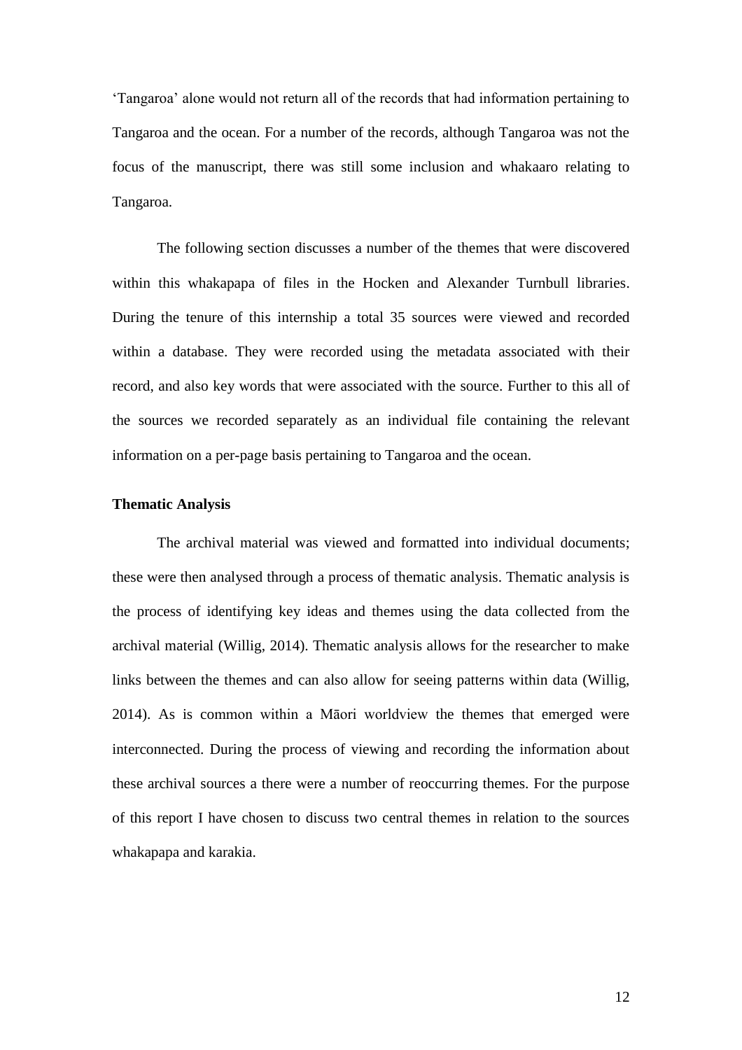'Tangaroa' alone would not return all of the records that had information pertaining to Tangaroa and the ocean. For a number of the records, although Tangaroa was not the focus of the manuscript, there was still some inclusion and whakaaro relating to Tangaroa.

The following section discusses a number of the themes that were discovered within this whakapapa of files in the Hocken and Alexander Turnbull libraries. During the tenure of this internship a total 35 sources were viewed and recorded within a database. They were recorded using the metadata associated with their record, and also key words that were associated with the source. Further to this all of the sources we recorded separately as an individual file containing the relevant information on a per-page basis pertaining to Tangaroa and the ocean.

**Thematic Analysis**

The archival material was viewed and formatted into individual documents; these were then analysed through a process of thematic analysis. Thematic analysis is the process of identifying key ideas and themes using the data collected from the archival material (Willig, 2014). Thematic analysis allows for the researcher to make links between the themes and can also allow for seeing patterns within data (Willig, 2014). As is common within a Māori worldview the themes that emerged were interconnected. During the process of viewing and recording the information about these archival sources a there were a number of reoccurring themes. For the purpose of this report I have chosen to discuss two central themes in relation to the sources whakapapa and karakia.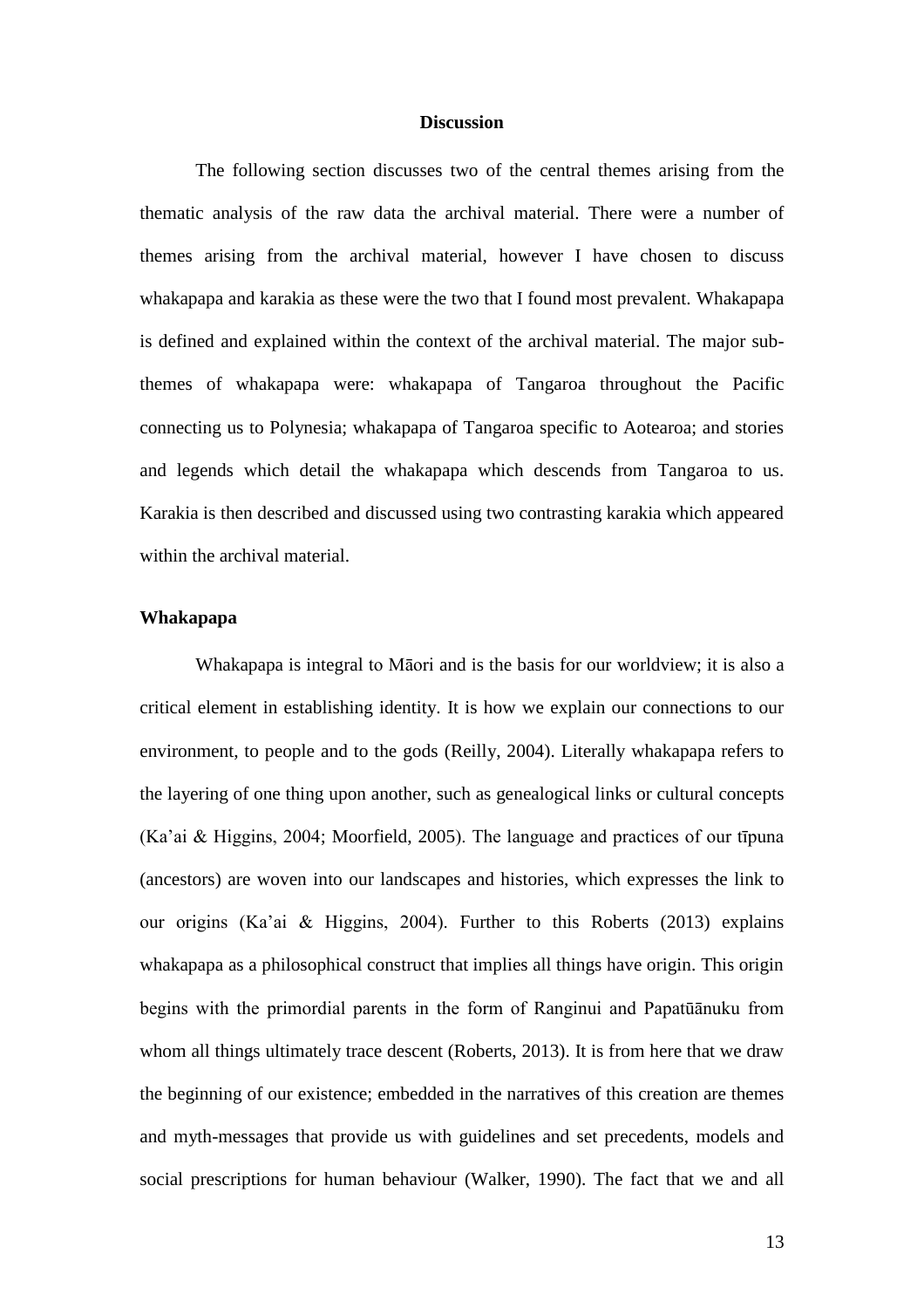## Discussion

The following section discusses two of the central themes arising from the thematic analysis of the raw data the archival material. There were a number of themes arising from the archival material, however I have chosen to discuss whakapapa and karakia as these were the two that I found most prevalent. Whakapapa is defined and explained within the context of the archival material. The major sub-themes of whakapapa were: whakapapa of Tangaroa throughout the Pacific connecting us to Polynesia; whakapapa of Tangaroa specific to Aotearoa; and stories and legends which detail the whakapapa which descends from Tangaroa to us. Karakia is then described and discussed using two contrasting karakia which appeared within the archival material.

### Whakapapa

Whakapapa is integral to Māori and is the basis for our worldview; it is also a critical element in establishing identity. It is how we explain our connections to our environment, to people and to the gods (Reilly, 2004). Literally whakapapa refers to the layering of one thing upon another, such as genealogical links or cultural concepts (Ka'ai & Higgins, 2004; Moorfield, 2005). The language and practices of our tīpuna (ancestors) are woven into our landscapes and histories, which expresses the link to our origins (Ka'ai & Higgins, 2004). Further to this Roberts (2013) explains whakapapa as a philosophical construct that implies all things have origin. This origin begins with the primordial parents in the form of Ranginui and Papatūānuku from whom all things ultimately trace descent (Roberts, 2013). It is from here that we draw the beginning of our existence; embedded in the narratives of this creation are themes and myth-messages that provide us with guidelines and set precedents, models and social prescriptions for human behaviour (Walker, 1990). The fact that we and all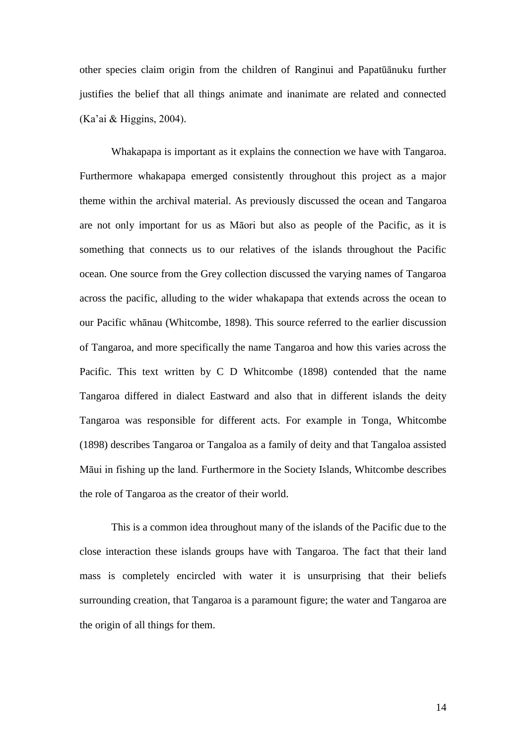other species claim origin from the children of Ranginui and Papatūānuku further justifies the belief that all things animate and inanimate are related and connected (Ka'ai & Higgins, 2004).

Whakapapa is important as it explains the connection we have with Tangaroa. Furthermore whakapapa emerged consistently throughout this project as a major theme within the archival material. As previously discussed the ocean and Tangaroa are not only important for us as Māori but also as people of the Pacific, as it is something that connects us to our relatives of the islands throughout the Pacific ocean. One source from the Grey collection discussed the varying names of Tangaroa across the pacific, alluding to the wider whakapapa that extends across the ocean to our Pacific whānau (Whitcombe, 1898). This source referred to the earlier discussion of Tangaroa, and more specifically the name Tangaroa and how this varies across the Pacific. This text written by C D Whitcombe (1898) contended that the name Tangaroa differed in dialect Eastward and also that in different islands the deity Tangaroa was responsible for different acts. For example in Tonga, Whitcombe (1898) describes Tangaroa or Tangaloa as a family of deity and that Tangaloa assisted Māui in fishing up the land. Furthermore in the Society Islands, Whitcombe describes the role of Tangaroa as the creator of their world.

This is a common idea throughout many of the islands of the Pacific due to the close interaction these islands groups have with Tangaroa. The fact that their land mass is completely encircled with water it is unsurprising that their beliefs surrounding creation, that Tangaroa is a paramount figure; the water and Tangaroa are the origin of all things for them.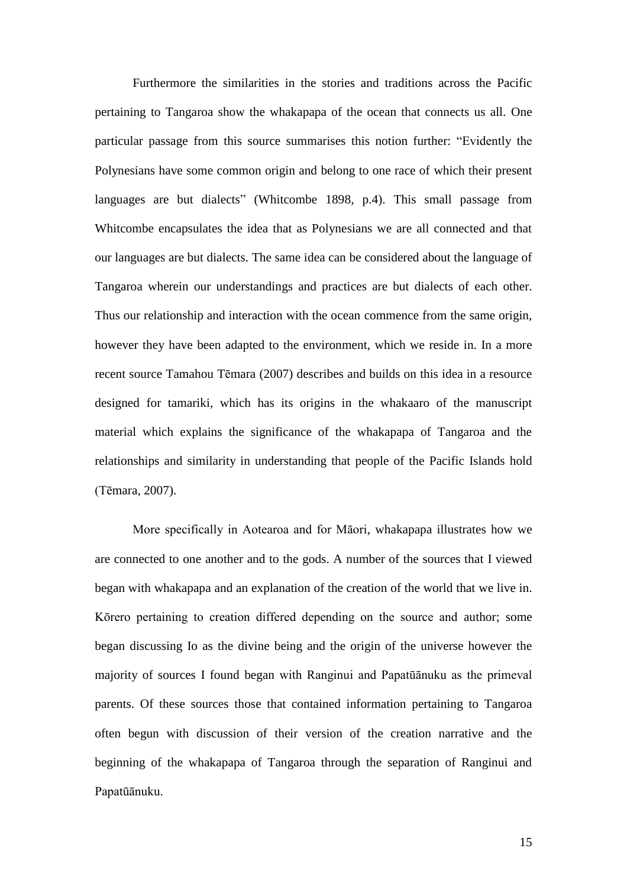Furthermore the similarities in the stories and traditions across the Pacific pertaining to Tangaroa show the whakapapa of the ocean that connects us all. One particular passage from this source summarises this notion further: "Evidently the Polynesians have some common origin and belong to one race of which their present languages are but dialects" (Whitcombe 1898, p.4). This small passage from Whitcombe encapsulates the idea that as Polynesians we are all connected and that our languages are but dialects. The same idea can be considered about the language of Tangaroa wherein our understandings and practices are but dialects of each other. Thus our relationship and interaction with the ocean commence from the same origin, however they have been adapted to the environment, which we reside in. In a more recent source Tamahou Tēmara (2007) describes and builds on this idea in a resource designed for tamariki, which has its origins in the whakaaro of the manuscript material which explains the significance of the whakapapa of Tangaroa and the relationships and similarity in understanding that people of the Pacific Islands hold (Tēmara, 2007).

More specifically in Aotearoa and for Māori, whakapapa illustrates how we are connected to one another and to the gods. A number of the sources that I viewed began with whakapapa and an explanation of the creation of the world that we live in. Kōrero pertaining to creation differed depending on the source and author; some began discussing Io as the divine being and the origin of the universe however the majority of sources I found began with Ranginui and Papatūānuku as the primeval parents. Of these sources those that contained information pertaining to Tangaroa often begun with discussion of their version of the creation narrative and the beginning of the whakapapa of Tangaroa through the separation of Ranginui and Papatūānuku.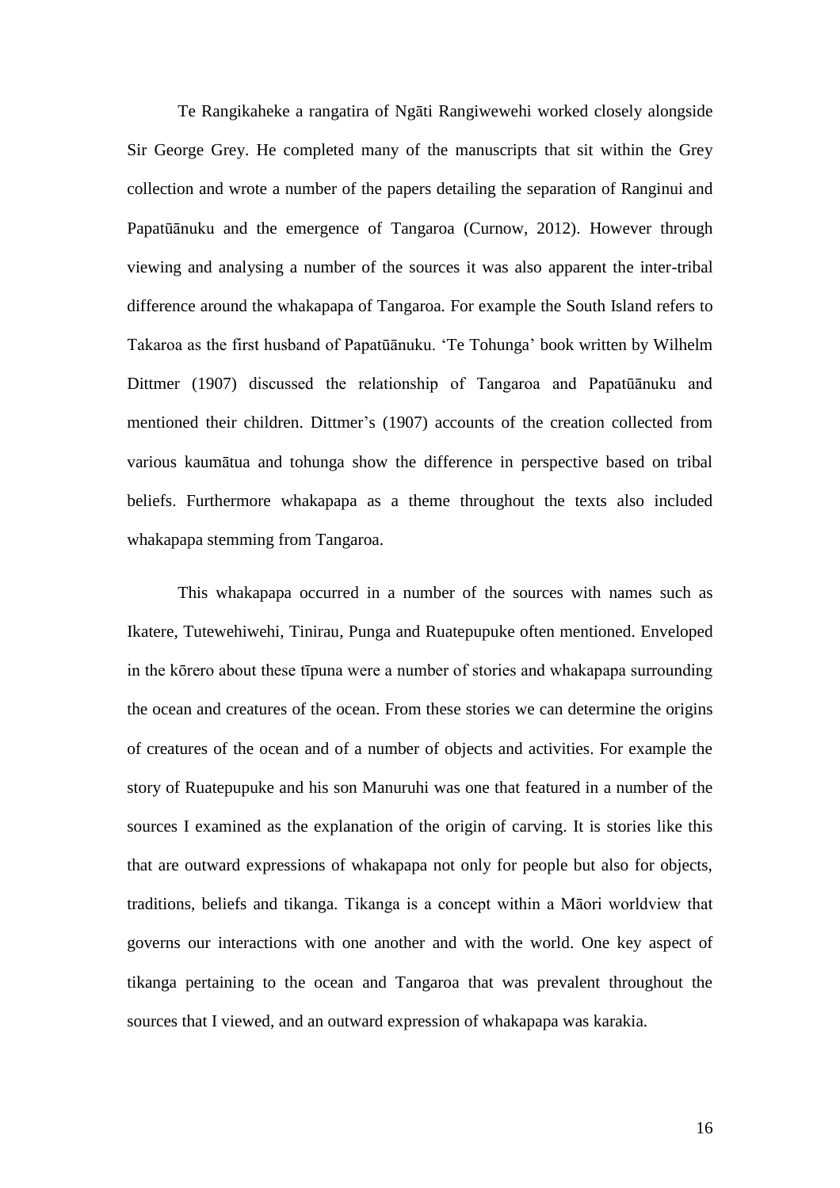Te Rangikaheke a rangatira of Ngāti Rangiwewehi worked closely alongside Sir George Grey. He completed many of the manuscripts that sit within the Grey collection and wrote a number of the papers detailing the separation of Ranginui and Papatūānuku and the emergence of Tangaroa (Curnow, 2012). However through viewing and analysing a number of the sources it was also apparent the inter-tribal difference around the whakapapa of Tangaroa. For example the South Island refers to Takaroa as the first husband of Papatūānuku. 'Te Tohunga' book written by Wilhelm Dittmer (1907) discussed the relationship of Tangaroa and Papatūānuku and mentioned their children. Dittmer's (1907) accounts of the creation collected from various kaumātua and tohunga show the difference in perspective based on tribal beliefs. Furthermore whakapapa as a theme throughout the texts also included whakapapa stemming from Tangaroa.

This whakapapa occurred in a number of the sources with names such as Ikatere, Tutewehiwehi, Tinirau, Punga and Ruatepupuke often mentioned. Enveloped in the kōrero about these tīpuna were a number of stories and whakapapa surrounding the ocean and creatures of the ocean. From these stories we can determine the origins of creatures of the ocean and of a number of objects and activities. For example the story of Ruatepupuke and his son Manuruhi was one that featured in a number of the sources I examined as the explanation of the origin of carving. It is stories like this that are outward expressions of whakapapa not only for people but also for objects, traditions, beliefs and tikanga. Tikanga is a concept within a Māori worldview that governs our interactions with one another and with the world. One key aspect of tikanga pertaining to the ocean and Tangaroa that was prevalent throughout the sources that I viewed, and an outward expression of whakapapa was karakia.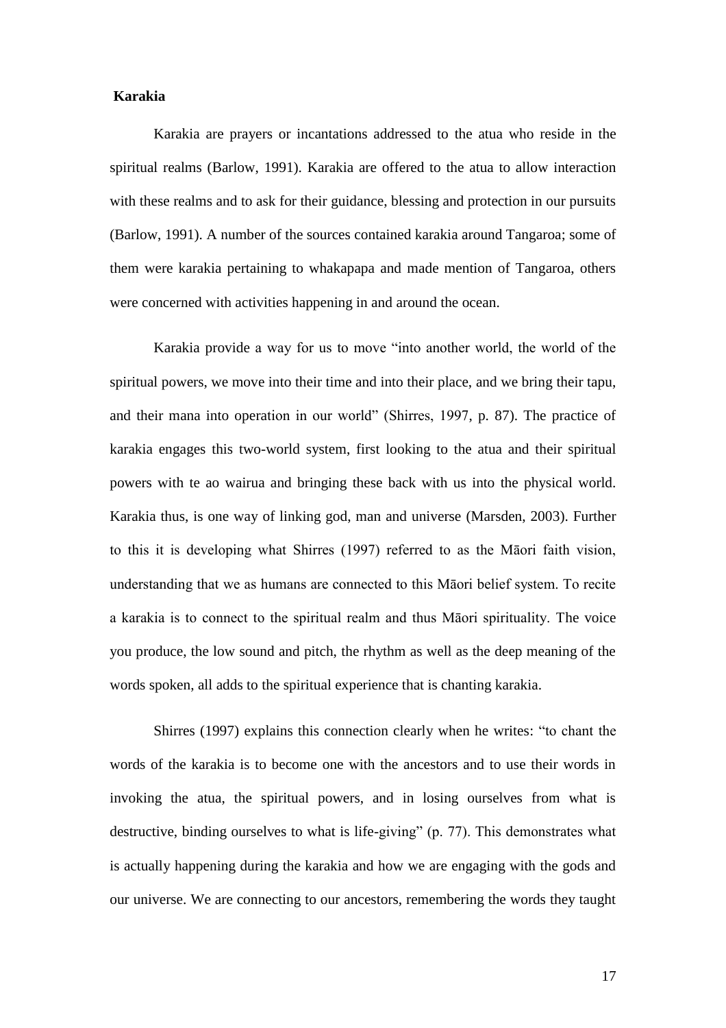**Karakia**

Karakia are prayers or incantations addressed to the atua who reside in the spiritual realms (Barlow, 1991). Karakia are offered to the atua to allow interaction with these realms and to ask for their guidance, blessing and protection in our pursuits (Barlow, 1991). A number of the sources contained karakia around Tangaroa; some of them were karakia pertaining to whakapapa and made mention of Tangaroa, others were concerned with activities happening in and around the ocean.

Karakia provide a way for us to move "into another world, the world of the spiritual powers, we move into their time and into their place, and we bring their tapu, and their mana into operation in our world" (Shirres, 1997, p. 87). The practice of karakia engages this two-world system, first looking to the atua and their spiritual powers with te ao wairua and bringing these back with us into the physical world. Karakia thus, is one way of linking god, man and universe (Marsden, 2003). Further to this it is developing what Shirres (1997) referred to as the Māori faith vision, understanding that we as humans are connected to this Māori belief system. To recite a karakia is to connect to the spiritual realm and thus Māori spirituality. The voice you produce, the low sound and pitch, the rhythm as well as the deep meaning of the words spoken, all adds to the spiritual experience that is chanting karakia.

Shirres (1997) explains this connection clearly when he writes: "to chant the words of the karakia is to become one with the ancestors and to use their words in invoking the atua, the spiritual powers, and in losing ourselves from what is destructive, binding ourselves to what is life-giving" (p. 77). This demonstrates what is actually happening during the karakia and how we are engaging with the gods and our universe. We are connecting to our ancestors, remembering the words they taught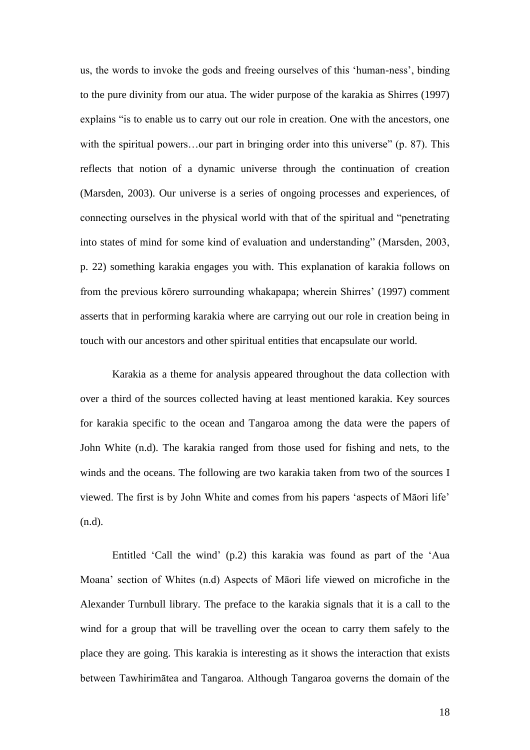us, the words to invoke the gods and freeing ourselves of this 'human-ness', binding to the pure divinity from our atua. The wider purpose of the karakia as Shirres (1997) explains "is to enable us to carry out our role in creation. One with the ancestors, one with the spiritual powers…our part in bringing order into this universe" (p. 87). This reflects that notion of a dynamic universe through the continuation of creation (Marsden, 2003). Our universe is a series of ongoing processes and experiences, of connecting ourselves in the physical world with that of the spiritual and "penetrating into states of mind for some kind of evaluation and understanding" (Marsden, 2003, p. 22) something karakia engages you with. This explanation of karakia follows on from the previous kōrero surrounding whakapapa; wherein Shirres' (1997) comment asserts that in performing karakia where are carrying out our role in creation being in touch with our ancestors and other spiritual entities that encapsulate our world.

Karakia as a theme for analysis appeared throughout the data collection with over a third of the sources collected having at least mentioned karakia. Key sources for karakia specific to the ocean and Tangaroa among the data were the papers of John White (n.d). The karakia ranged from those used for fishing and nets, to the winds and the oceans. The following are two karakia taken from two of the sources I viewed. The first is by John White and comes from his papers 'aspects of Māori life' (n.d).

Entitled 'Call the wind' (p.2) this karakia was found as part of the 'Aua Moana' section of Whites (n.d) Aspects of Māori life viewed on microfiche in the Alexander Turnbull library. The preface to the karakia signals that it is a call to the wind for a group that will be travelling over the ocean to carry them safely to the place they are going. This karakia is interesting as it shows the interaction that exists between Tawhirimātea and Tangaroa. Although Tangaroa governs the domain of the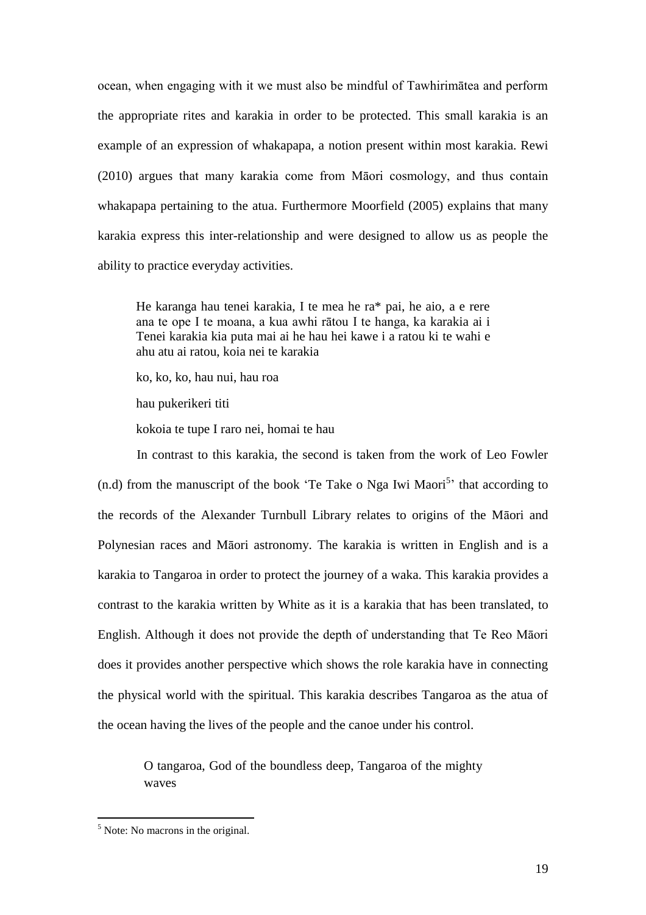ocean, when engaging with it we must also be mindful of Tawhirimātea and perform the appropriate rites and karakia in order to be protected. This small karakia is an example of an expression of whakapapa, a notion present within most karakia. Rewi (2010) argues that many karakia come from Māori cosmology, and thus contain whakapapa pertaining to the atua. Furthermore Moorfield (2005) explains that many karakia express this inter-relationship and were designed to allow us as people the ability to practice everyday activities.

> He karanga hau tenei karakia, I te mea he ra* pai, he aio, a e rere ana te ope I te moana, a kua awhi rātou I te hanga, ka karakia ai i Tenei karakia kia puta mai ai he hau hei kawe i a ratou ki te wahi e ahu atu ai ratou, koia nei te karakia
>
> ko, ko, ko, hau nui, hau roa
>
> hau pukerikeri titi
>
> kokoia te tupe I raro nei, homai te hau

In contrast to this karakia, the second is taken from the work of Leo Fowler (n.d) from the manuscript of the book 'Te Take o Nga Iwi Maori[5]' that according to the records of the Alexander Turnbull Library relates to origins of the Māori and Polynesian races and Māori astronomy. The karakia is written in English and is a karakia to Tangaroa in order to protect the journey of a waka. This karakia provides a contrast to the karakia written by White as it is a karakia that has been translated, to English. Although it does not provide the depth of understanding that Te Reo Māori does it provides another perspective which shows the role karakia have in connecting the physical world with the spiritual. This karakia describes Tangaroa as the atua of the ocean having the lives of the people and the canoe under his control.

> O tangaroa, God of the boundless deep, Tangaroa of the mighty waves

[5] Note: No macrons in the original.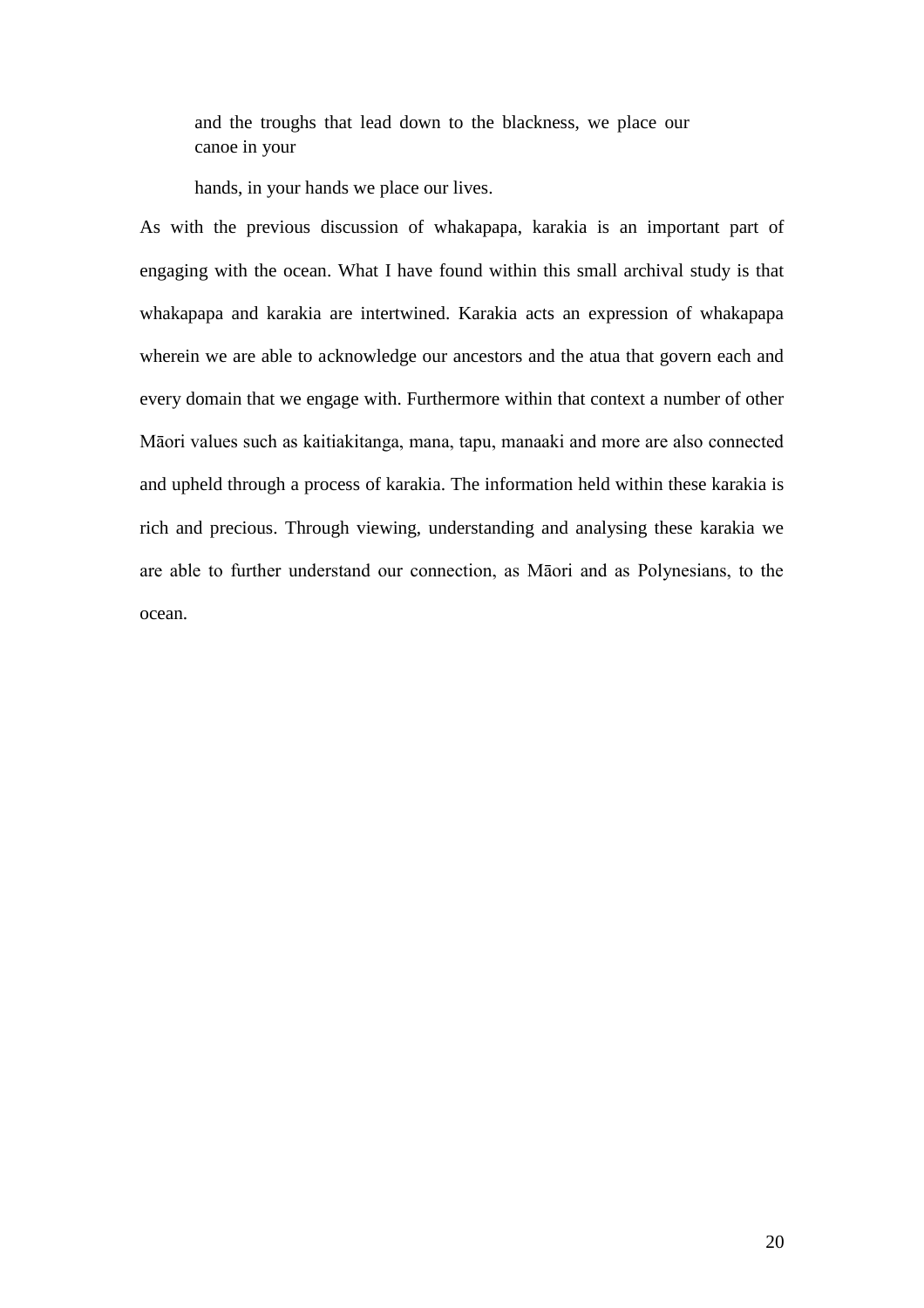> and the troughs that lead down to the blackness, we place our canoe in your
>
> hands, in your hands we place our lives.

As with the previous discussion of whakapapa, karakia is an important part of engaging with the ocean. What I have found within this small archival study is that whakapapa and karakia are intertwined. Karakia acts an expression of whakapapa wherein we are able to acknowledge our ancestors and the atua that govern each and every domain that we engage with. Furthermore within that context a number of other Māori values such as kaitiakitanga, mana, tapu, manaaki and more are also connected and upheld through a process of karakia. The information held within these karakia is rich and precious. Through viewing, understanding and analysing these karakia we are able to further understand our connection, as Māori and as Polynesians, to the ocean.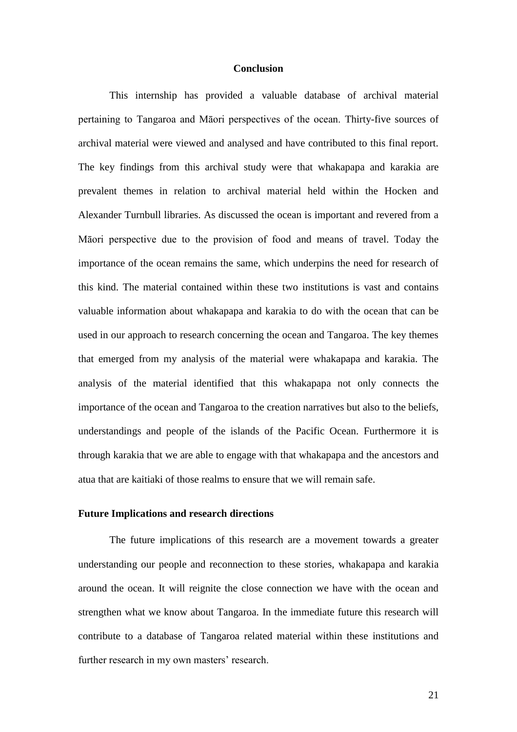## Conclusion

This internship has provided a valuable database of archival material pertaining to Tangaroa and Māori perspectives of the ocean. Thirty-five sources of archival material were viewed and analysed and have contributed to this final report. The key findings from this archival study were that whakapapa and karakia are prevalent themes in relation to archival material held within the Hocken and Alexander Turnbull libraries. As discussed the ocean is important and revered from a Māori perspective due to the provision of food and means of travel. Today the importance of the ocean remains the same, which underpins the need for research of this kind. The material contained within these two institutions is vast and contains valuable information about whakapapa and karakia to do with the ocean that can be used in our approach to research concerning the ocean and Tangaroa. The key themes that emerged from my analysis of the material were whakapapa and karakia. The analysis of the material identified that this whakapapa not only connects the importance of the ocean and Tangaroa to the creation narratives but also to the beliefs, understandings and people of the islands of the Pacific Ocean. Furthermore it is through karakia that we are able to engage with that whakapapa and the ancestors and atua that are kaitiaki of those realms to ensure that we will remain safe.

### Future Implications and research directions

The future implications of this research are a movement towards a greater understanding our people and reconnection to these stories, whakapapa and karakia around the ocean. It will reignite the close connection we have with the ocean and strengthen what we know about Tangaroa. In the immediate future this research will contribute to a database of Tangaroa related material within these institutions and further research in my own masters' research.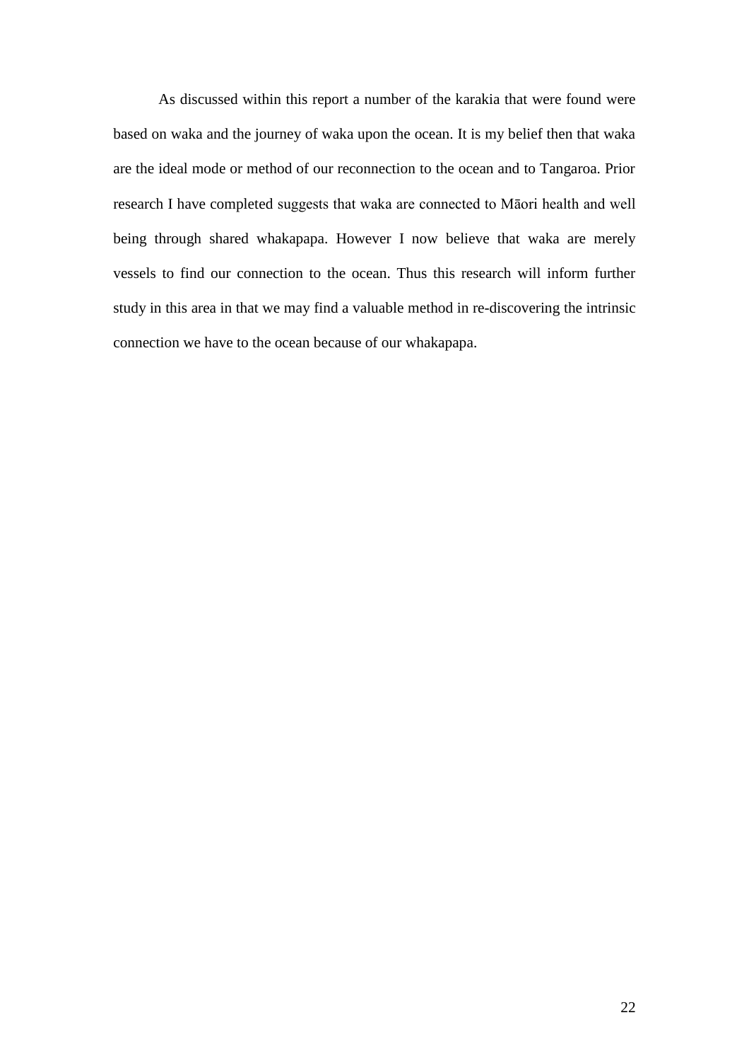As discussed within this report a number of the karakia that were found were based on waka and the journey of waka upon the ocean. It is my belief then that waka are the ideal mode or method of our reconnection to the ocean and to Tangaroa. Prior research I have completed suggests that waka are connected to Māori health and well being through shared whakapapa. However I now believe that waka are merely vessels to find our connection to the ocean. Thus this research will inform further study in this area in that we may find a valuable method in re-discovering the intrinsic connection we have to the ocean because of our whakapapa.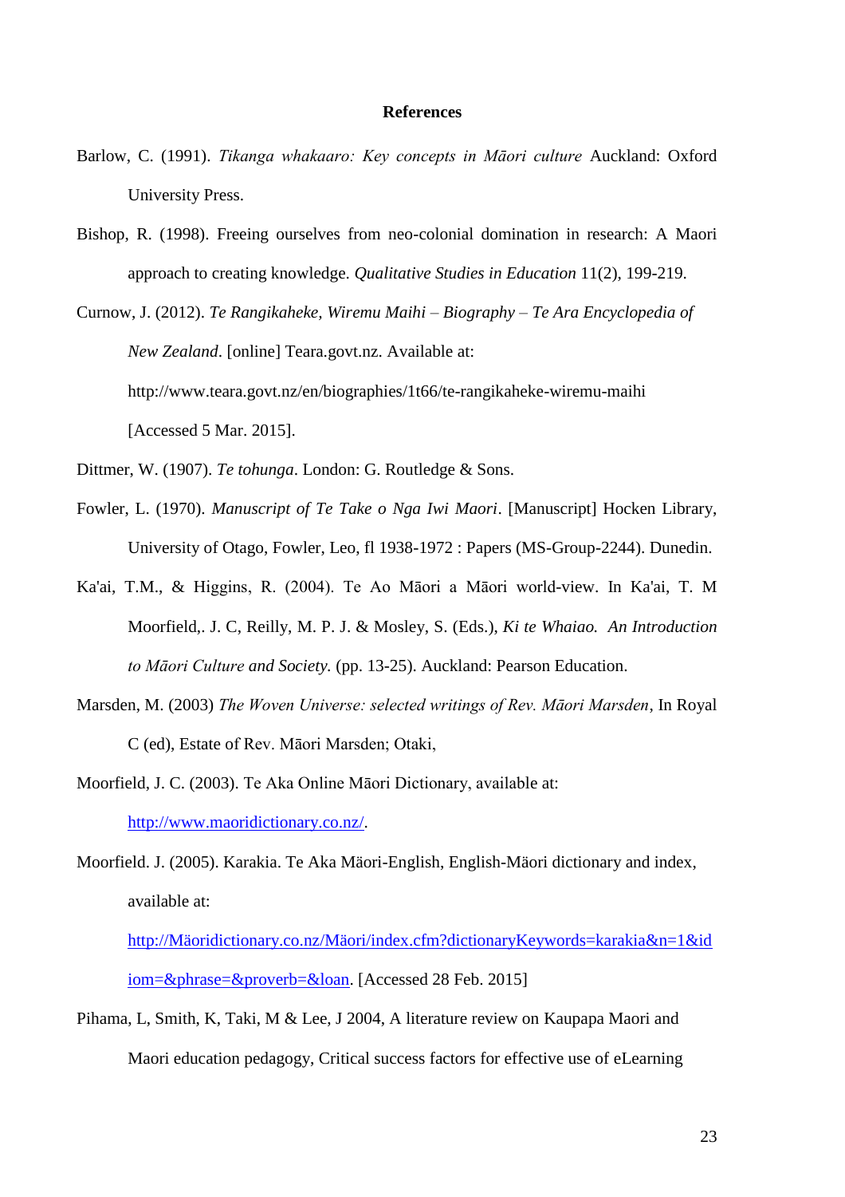**References**

Barlow, C. (1991). *Tikanga whakaaro: Key concepts in Māori culture* Auckland: Oxford University Press.

Bishop, R. (1998). Freeing ourselves from neo-colonial domination in research: A Maori approach to creating knowledge. *Qualitative Studies in Education* 11(2), 199-219.

Curnow, J. (2012). *Te Rangikaheke, Wiremu Maihi – Biography – Te Ara Encyclopedia of New Zealand*. [online] Teara.govt.nz. Available at: http://www.teara.govt.nz/en/biographies/1t66/te-rangikaheke-wiremu-maihi [Accessed 5 Mar. 2015].

Dittmer, W. (1907). *Te tohunga*. London: G. Routledge & Sons.

Fowler, L. (1970). *Manuscript of Te Take o Nga Iwi Maori*. [Manuscript] Hocken Library, University of Otago, Fowler, Leo, fl 1938-1972 : Papers (MS-Group-2244). Dunedin.

Ka'ai, T.M., & Higgins, R. (2004). Te Ao Māori a Māori world-view. In Ka'ai, T. M Moorfield,. J. C, Reilly, M. P. J. & Mosley, S. (Eds.), *Ki te Whaiao. An Introduction to Māori Culture and Society.* (pp. 13-25). Auckland: Pearson Education.

Marsden, M. (2003) *The Woven Universe: selected writings of Rev. Māori Marsden*, In Royal C (ed), Estate of Rev. Māori Marsden; Otaki,

Moorfield, J. C. (2003). Te Aka Online Māori Dictionary, available at: [http://www.maoridictionary.co.nz/](http://www.maoridictionary.co.nz/).

Moorfield. J. (2005). Karakia. Te Aka Mäori-English, English-Mäori dictionary and index, available at: [http://Mäoridictionary.co.nz/Mäori/index.cfm?dictionaryKeywords=karakia&n=1&idiom=&phrase=&proverb=&loan](http://Mäoridictionary.co.nz/Mäori/index.cfm?dictionaryKeywords=karakia&n=1&idiom=&phrase=&proverb=&loan). [Accessed 28 Feb. 2015]

Pihama, L, Smith, K, Taki, M & Lee, J 2004, A literature review on Kaupapa Maori and Maori education pedagogy, Critical success factors for effective use of eLearning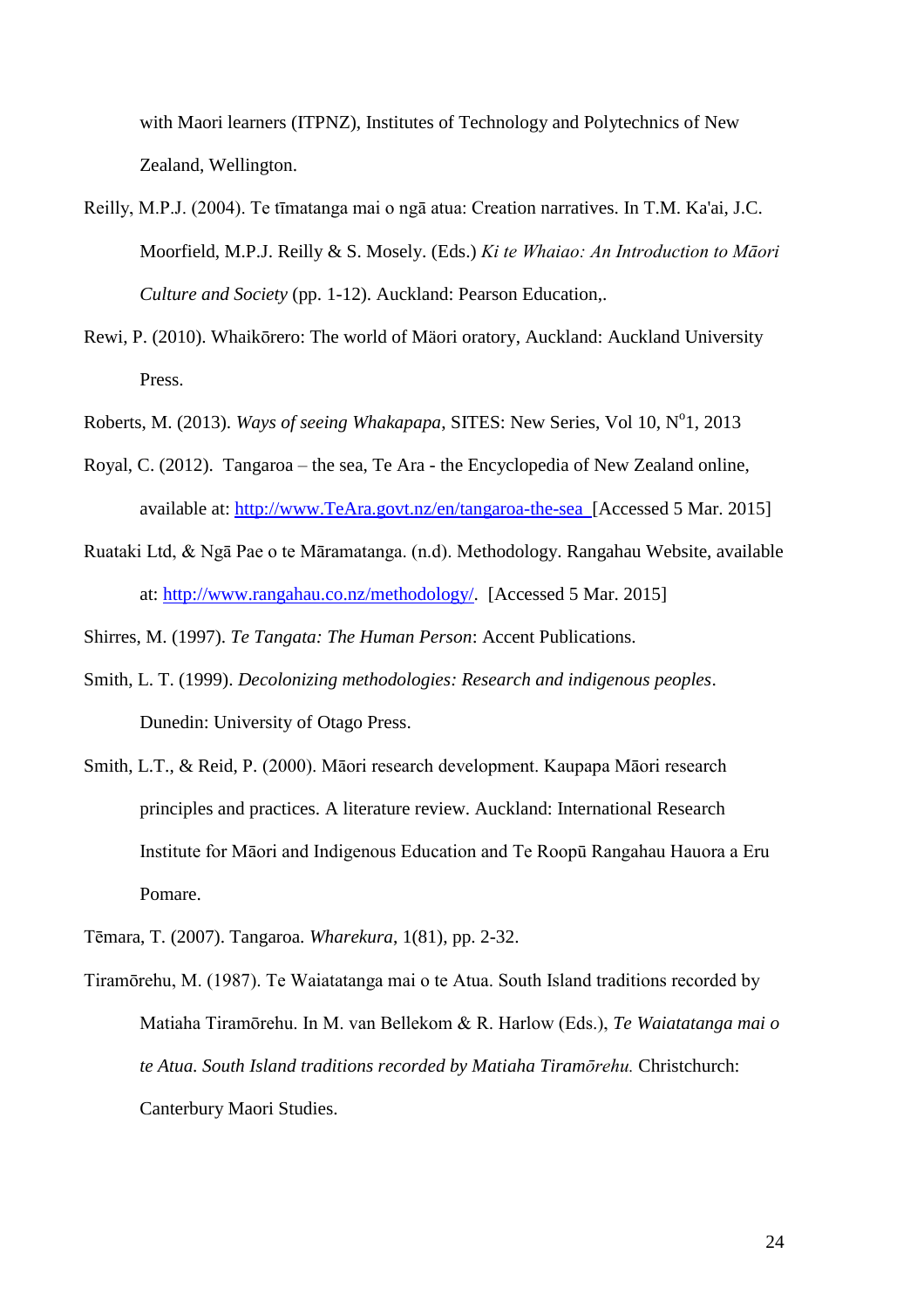with Maori learners (ITPNZ), Institutes of Technology and Polytechnics of New Zealand, Wellington.

Reilly, M.P.J. (2004). Te tīmatanga mai o ngā atua: Creation narratives. In T.M. Ka'ai, J.C. Moorfield, M.P.J. Reilly & S. Mosely. (Eds.) *Ki te Whaiao: An Introduction to Māori Culture and Society* (pp. 1-12). Auckland: Pearson Education,.

Rewi, P. (2010). Whaikōrero: The world of Mäori oratory, Auckland: Auckland University Press.

Roberts, M. (2013). *Ways of seeing Whakapapa*, SITES: New Series, Vol 10, N°1, 2013

Royal, C. (2012). Tangaroa – the sea, Te Ara - the Encyclopedia of New Zealand online, available at: http://www.TeAra.govt.nz/en/tangaroa-the-sea [Accessed 5 Mar. 2015]

Ruataki Ltd, & Ngā Pae o te Māramatanga. (n.d). Methodology. Rangahau Website, available at: http://www.rangahau.co.nz/methodology/. [Accessed 5 Mar. 2015]

Shirres, M. (1997). *Te Tangata: The Human Person*: Accent Publications.

Smith, L. T. (1999). *Decolonizing methodologies: Research and indigenous peoples*. Dunedin: University of Otago Press.

Smith, L.T., & Reid, P. (2000). Māori research development. Kaupapa Māori research principles and practices. A literature review. Auckland: International Research Institute for Māori and Indigenous Education and Te Roopū Rangahau Hauora a Eru Pomare.

Tēmara, T. (2007). Tangaroa. *Wharekura*, 1(81), pp. 2-32.

Tiramōrehu, M. (1987). Te Waiatatanga mai o te Atua. South Island traditions recorded by Matiaha Tiramōrehu. In M. van Bellekom & R. Harlow (Eds.), *Te Waiatatanga mai o te Atua. South Island traditions recorded by Matiaha Tiramōrehu.* Christchurch: Canterbury Maori Studies.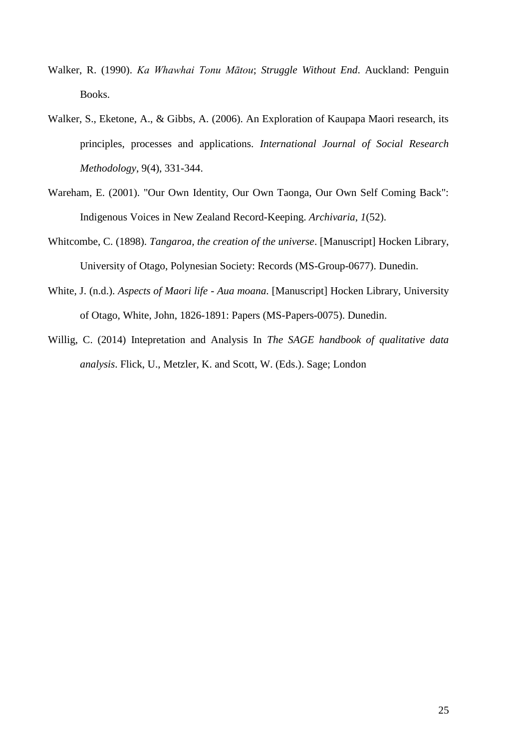Walker, R. (1990). *Ka Whawhai Tonu Mātou*; *Struggle Without End*. Auckland: Penguin Books.

Walker, S., Eketone, A., & Gibbs, A. (2006). An Exploration of Kaupapa Maori research, its principles, processes and applications. *International Journal of Social Research Methodology*, 9(4), 331-344.

Wareham, E. (2001). "Our Own Identity, Our Own Taonga, Our Own Self Coming Back": Indigenous Voices in New Zealand Record-Keeping. *Archivaria, 1*(52).

Whitcombe, C. (1898). *Tangaroa, the creation of the universe*. [Manuscript] Hocken Library, University of Otago, Polynesian Society: Records (MS-Group-0677). Dunedin.

White, J. (n.d.). *Aspects of Maori life - Aua moana*. [Manuscript] Hocken Library, University of Otago, White, John, 1826-1891: Papers (MS-Papers-0075). Dunedin.

Willig, C. (2014) Intepretation and Analysis In *The SAGE handbook of qualitative data analysis*. Flick, U., Metzler, K. and Scott, W. (Eds.). Sage; London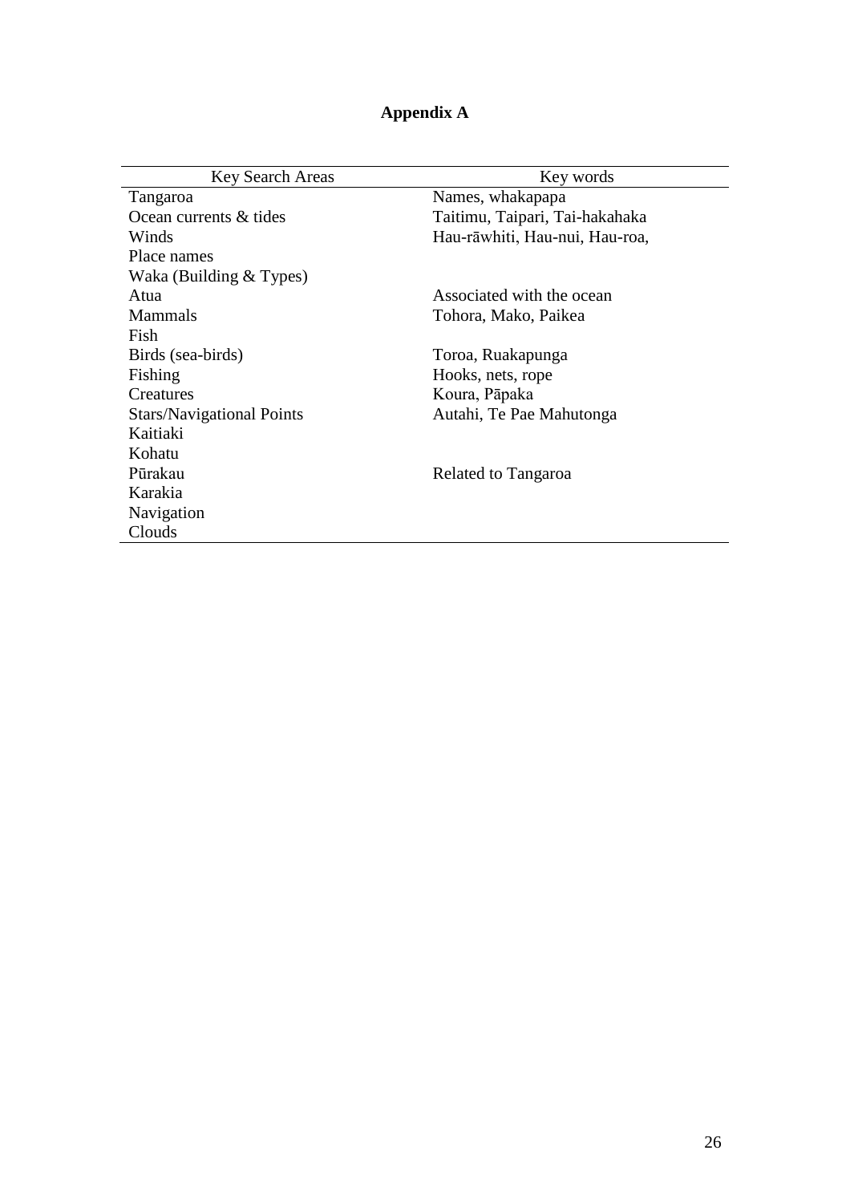# Appendix A

| Key Search Areas | Key words |
|---|---|
| Tangaroa | Names, whakapapa |
| Ocean currents & tides | Taitimu, Taipari, Tai-hakahaka |
| Winds | Hau-rāwhiti, Hau-nui, Hau-roa, |
| Place names | |
| Waka (Building & Types) | |
| Atua | Associated with the ocean |
| Mammals | Tohora, Mako, Paikea |
| Fish | |
| Birds (sea-birds) | Toroa, Ruakapunga |
| Fishing | Hooks, nets, rope |
| Creatures | Koura, Pāpaka |
| Stars/Navigational Points | Autahi, Te Pae Mahutonga |
| Kaitiaki | |
| Kohatu | |
| Pūrakau | Related to Tangaroa |
| Karakia | |
| Navigation | |
| Clouds | |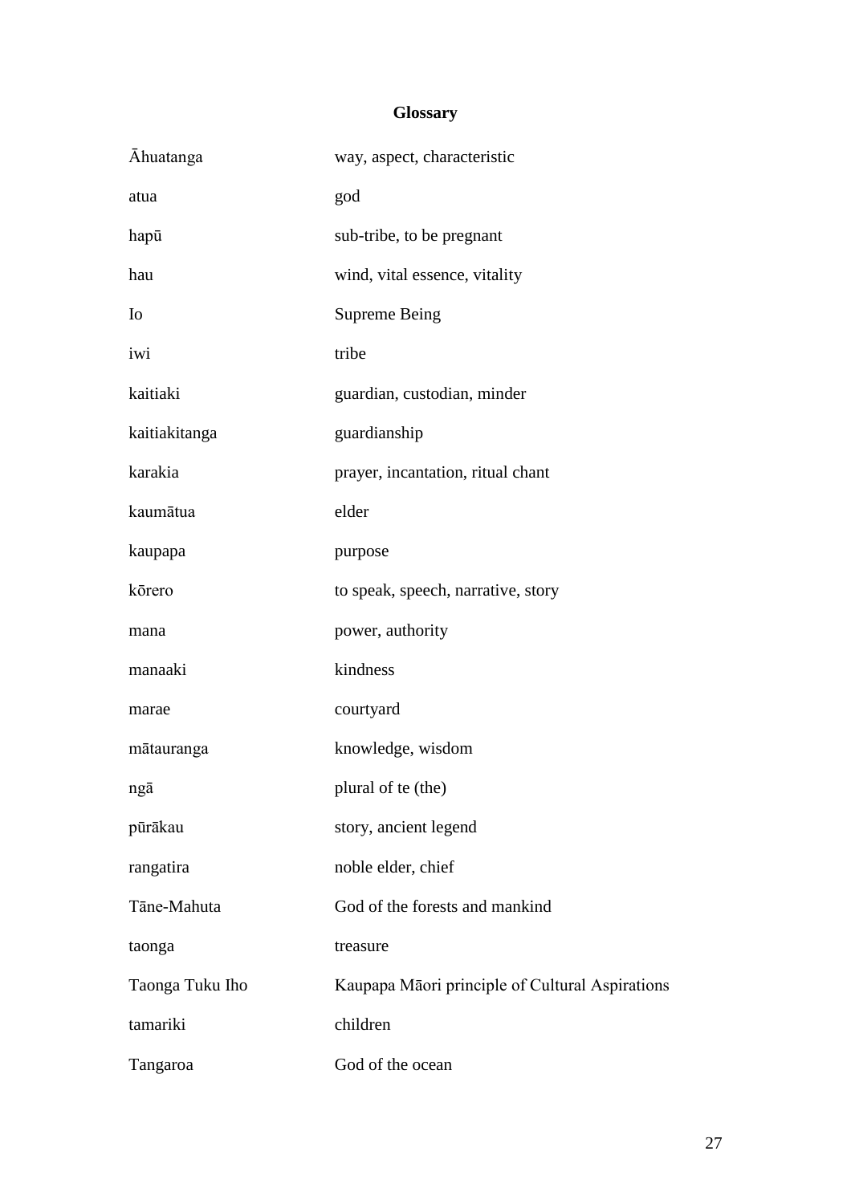# Glossary

| | |
|---|---|
| Āhuatanga | way, aspect, characteristic |
| atua | god |
| hapū | sub-tribe, to be pregnant |
| hau | wind, vital essence, vitality |
| Io | Supreme Being |
| iwi | tribe |
| kaitiaki | guardian, custodian, minder |
| kaitiakitanga | guardianship |
| karakia | prayer, incantation, ritual chant |
| kaumātua | elder |
| kaupapa | purpose |
| kōrero | to speak, speech, narrative, story |
| mana | power, authority |
| manaaki | kindness |
| marae | courtyard |
| mātauranga | knowledge, wisdom |
| ngā | plural of te (the) |
| pūrākau | story, ancient legend |
| rangatira | noble elder, chief |
| Tāne-Mahuta | God of the forests and mankind |
| taonga | treasure |
| Taonga Tuku Iho | Kaupapa Māori principle of Cultural Aspirations |
| tamariki | children |
| Tangaroa | God of the ocean |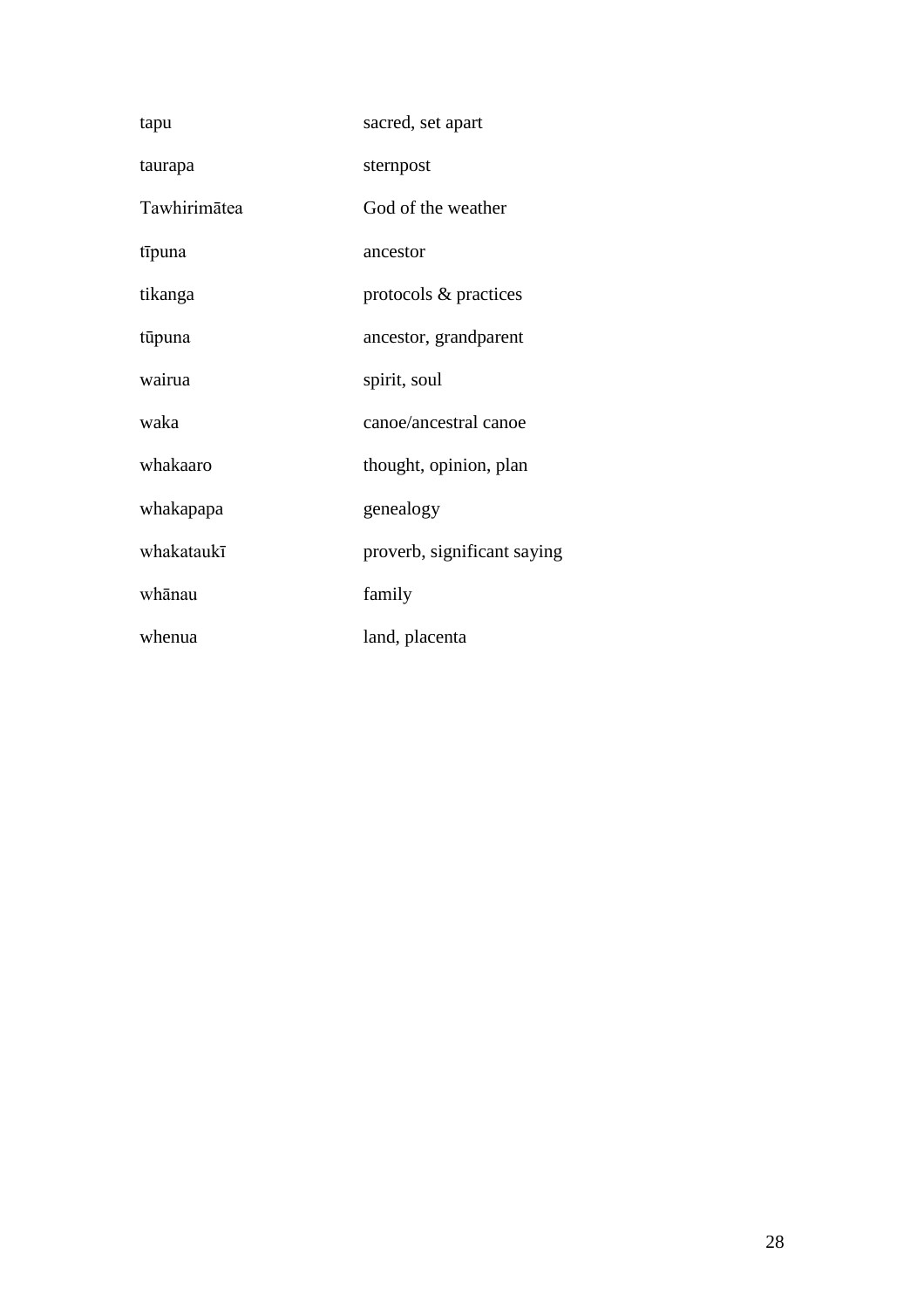| | |
|---|---|
| tapu | sacred, set apart |
| taurapa | sternpost |
| Tawhirimātea | God of the weather |
| tīpuna | ancestor |
| tikanga | protocols & practices |
| tūpuna | ancestor, grandparent |
| wairua | spirit, soul |
| waka | canoe/ancestral canoe |
| whakaaro | thought, opinion, plan |
| whakapapa | genealogy |
| whakataukī | proverb, significant saying |
| whānau | family |
| whenua | land, placenta |